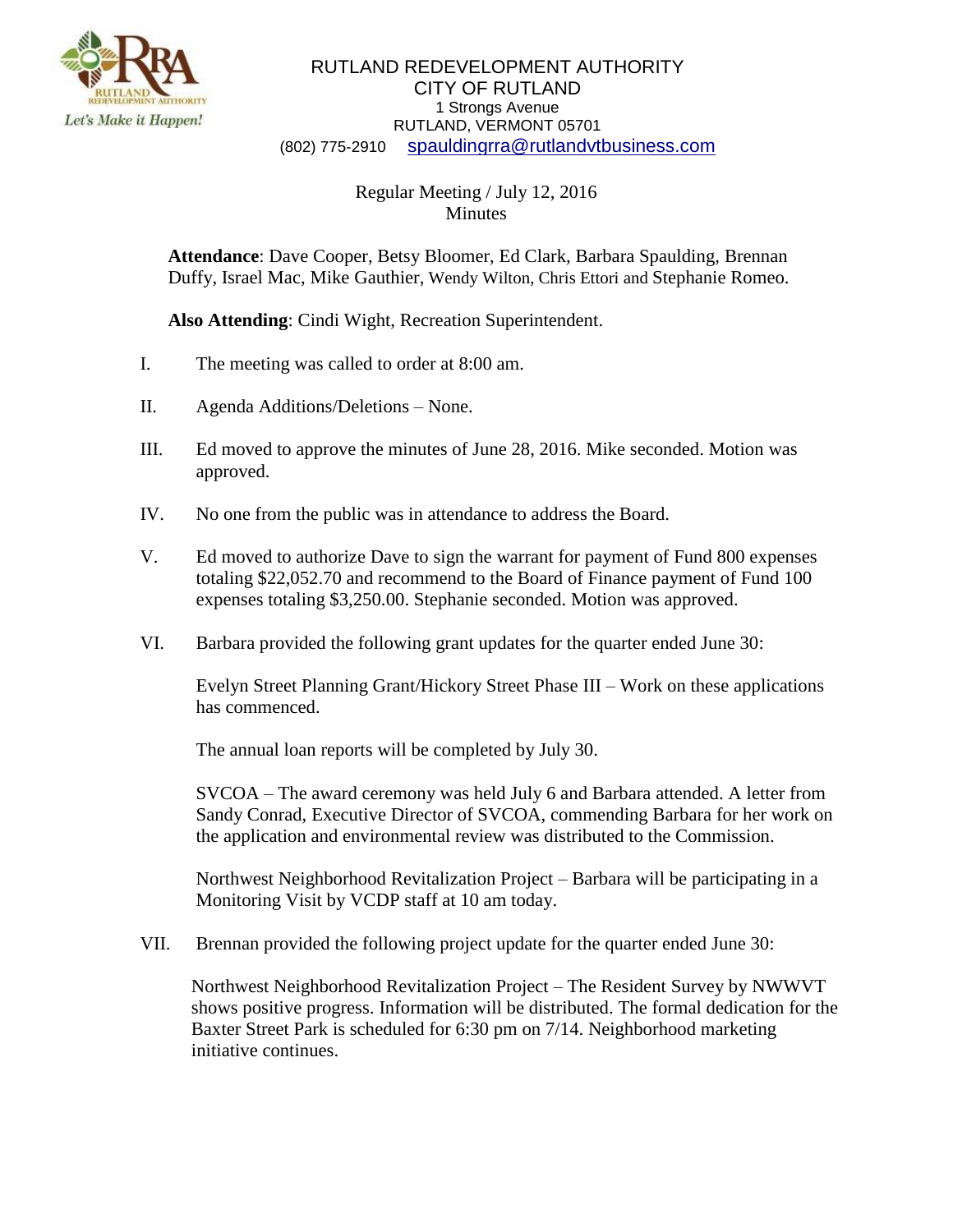RUTLAND REDEVELOPMENT AUTHORITY
CITY OF RUTLAND
1 Strongs Avenue
RUTLAND, VERMONT 05701
(802) 775-2910 spauldingrra@rutlandvtbusiness.com

Regular Meeting / July 12, 2016
Minutes

**Attendance**: Dave Cooper, Betsy Bloomer, Ed Clark, Barbara Spaulding, Brennan Duffy, Israel Mac, Mike Gauthier, Wendy Wilton, Chris Ettori and Stephanie Romeo.

**Also Attending**: Cindi Wight, Recreation Superintendent.

I. The meeting was called to order at 8:00 am.

II. Agenda Additions/Deletions – None.

III. Ed moved to approve the minutes of June 28, 2016. Mike seconded. Motion was approved.

IV. No one from the public was in attendance to address the Board.

V. Ed moved to authorize Dave to sign the warrant for payment of Fund 800 expenses totaling $22,052.70 and recommend to the Board of Finance payment of Fund 100 expenses totaling $3,250.00. Stephanie seconded. Motion was approved.

VI. Barbara provided the following grant updates for the quarter ended June 30:

Evelyn Street Planning Grant/Hickory Street Phase III – Work on these applications has commenced.

The annual loan reports will be completed by July 30.

SVCOA – The award ceremony was held July 6 and Barbara attended. A letter from Sandy Conrad, Executive Director of SVCOA, commending Barbara for her work on the application and environmental review was distributed to the Commission.

Northwest Neighborhood Revitalization Project – Barbara will be participating in a Monitoring Visit by VCDP staff at 10 am today.

VII. Brennan provided the following project update for the quarter ended June 30:

Northwest Neighborhood Revitalization Project – The Resident Survey by NWWVT shows positive progress. Information will be distributed. The formal dedication for the Baxter Street Park is scheduled for 6:30 pm on 7/14. Neighborhood marketing initiative continues.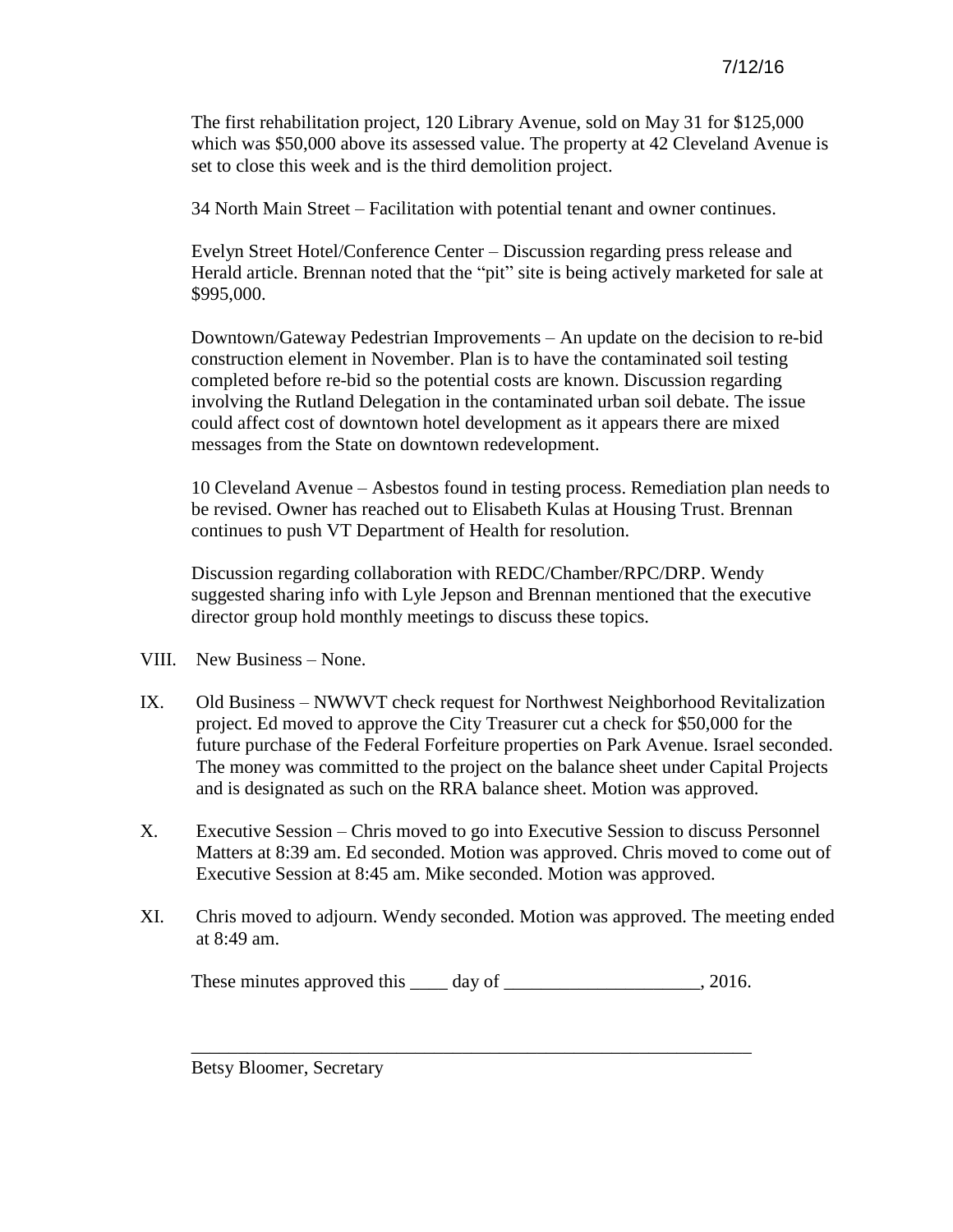The first rehabilitation project, 120 Library Avenue, sold on May 31 for $125,000 which was $50,000 above its assessed value. The property at 42 Cleveland Avenue is set to close this week and is the third demolition project.

34 North Main Street – Facilitation with potential tenant and owner continues.

Evelyn Street Hotel/Conference Center – Discussion regarding press release and Herald article. Brennan noted that the "pit" site is being actively marketed for sale at $995,000.

Downtown/Gateway Pedestrian Improvements – An update on the decision to re-bid construction element in November. Plan is to have the contaminated soil testing completed before re-bid so the potential costs are known. Discussion regarding involving the Rutland Delegation in the contaminated urban soil debate. The issue could affect cost of downtown hotel development as it appears there are mixed messages from the State on downtown redevelopment.

10 Cleveland Avenue – Asbestos found in testing process. Remediation plan needs to be revised. Owner has reached out to Elisabeth Kulas at Housing Trust. Brennan continues to push VT Department of Health for resolution.

Discussion regarding collaboration with REDC/Chamber/RPC/DRP. Wendy suggested sharing info with Lyle Jepson and Brennan mentioned that the executive director group hold monthly meetings to discuss these topics.

VIII. New Business – None.

IX. Old Business – NWWVT check request for Northwest Neighborhood Revitalization project. Ed moved to approve the City Treasurer cut a check for $50,000 for the future purchase of the Federal Forfeiture properties on Park Avenue. Israel seconded. The money was committed to the project on the balance sheet under Capital Projects and is designated as such on the RRA balance sheet. Motion was approved.

X. Executive Session – Chris moved to go into Executive Session to discuss Personnel Matters at 8:39 am. Ed seconded. Motion was approved. Chris moved to come out of Executive Session at 8:45 am. Mike seconded. Motion was approved.

XI. Chris moved to adjourn. Wendy seconded. Motion was approved. The meeting ended at 8:49 am.

These minutes approved this ____ day of ____________________, 2016.

______________________________________________________________

Betsy Bloomer, Secretary